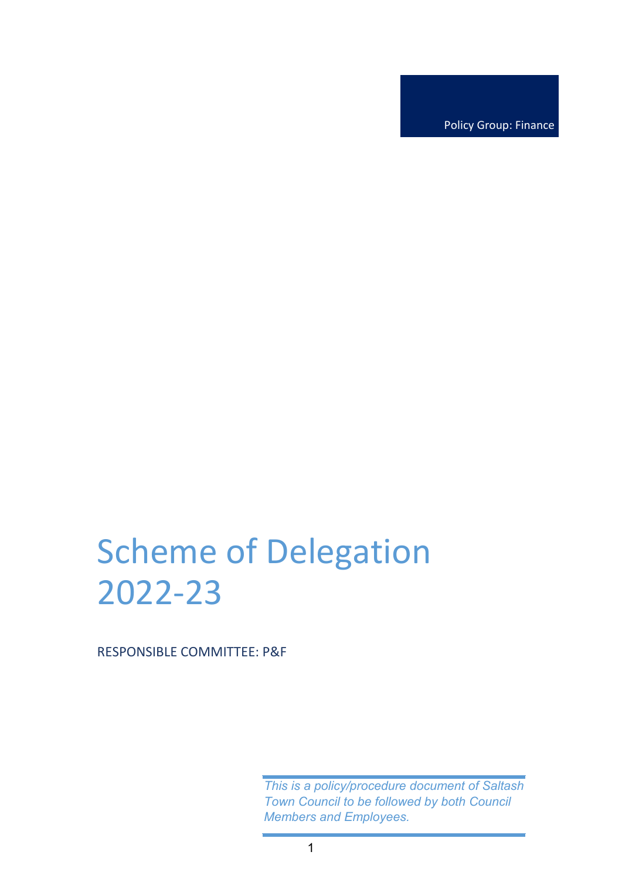Policy Group: Finance

# Scheme of Delegation 2022-23

RESPONSIBLE COMMITTEE: P&F

*This is a policy/procedure document of Saltash Town Council to be followed by both Council Members and Employees.*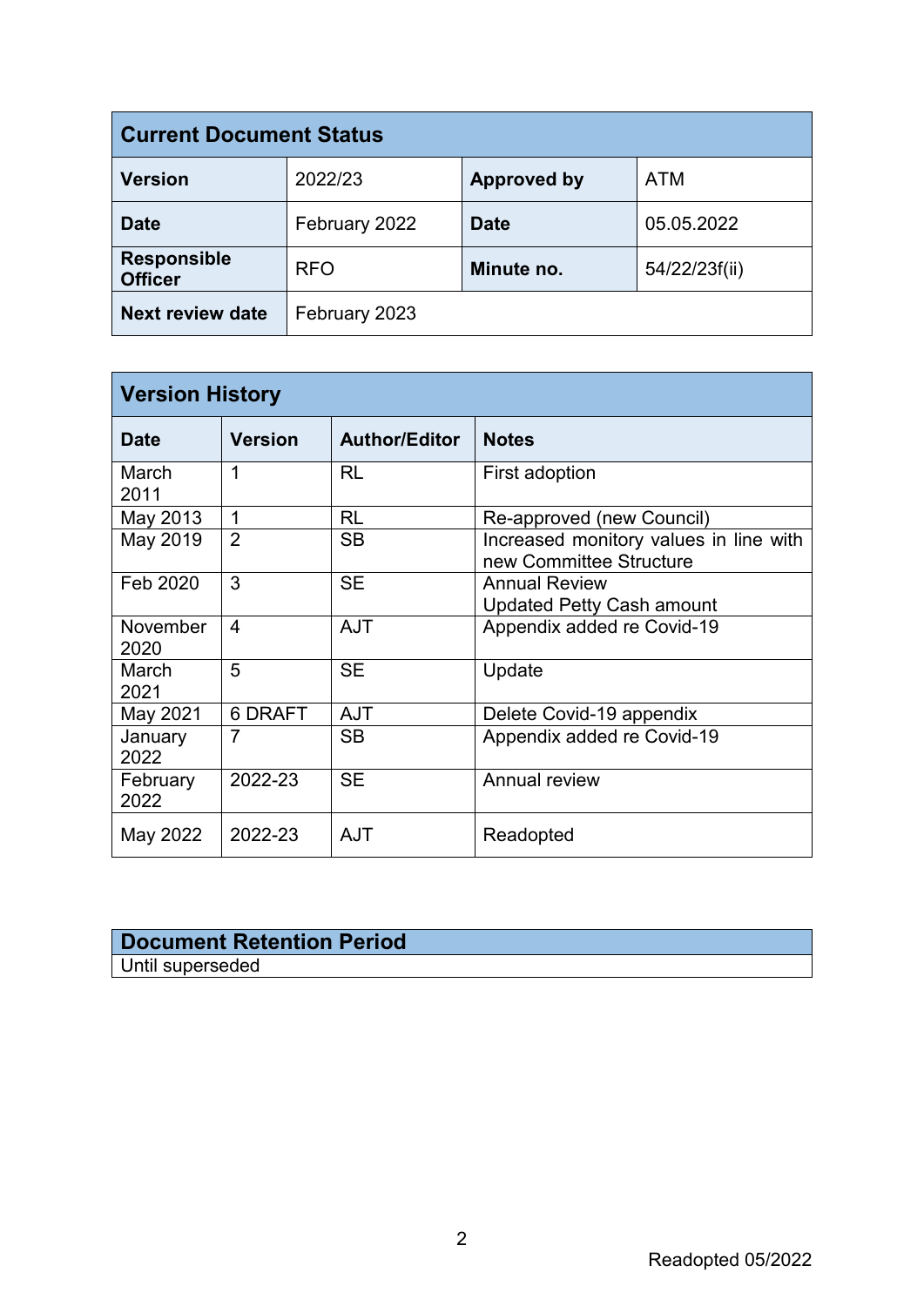| Current Document Status | | | |
|---|---|---|---|
| **Version** | 2022/23 | **Approved by** | ATM |
| **Date** | February 2022 | **Date** | 05.05.2022 |
| **Responsible Officer** | RFO | **Minute no.** | 54/22/23f(ii) |
| **Next review date** | February 2023 | | |

| Version History | | | |
|---|---|---|---|
| **Date** | **Version** | **Author/Editor** | **Notes** |
| March 2011 | 1 | RL | First adoption |
| May 2013 | 1 | RL | Re-approved (new Council) |
| May 2019 | 2 | SB | Increased monitory values in line with new Committee Structure |
| Feb 2020 | 3 | SE | Annual Review<br>Updated Petty Cash amount |
| November 2020 | 4 | AJT | Appendix added re Covid-19 |
| March 2021 | 5 | SE | Update |
| May 2021 | 6 DRAFT | AJT | Delete Covid-19 appendix |
| January 2022 | 7 | SB | Appendix added re Covid-19 |
| February 2022 | 2022-23 | SE | Annual review |
| May 2022 | 2022-23 | AJT | Readopted |

| Document Retention Period |
|---|
| Until superseded |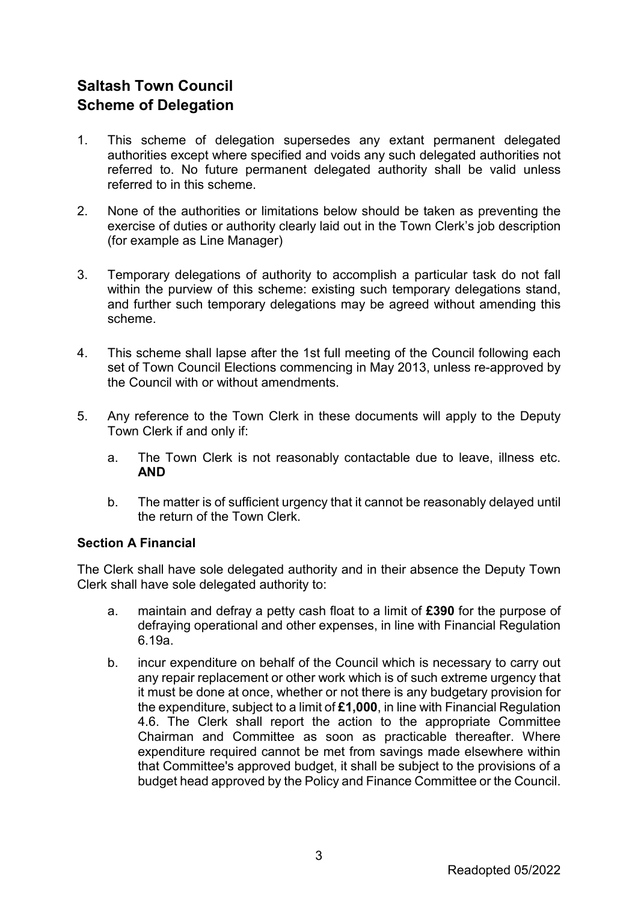# Saltash Town Council
# Scheme of Delegation

1. This scheme of delegation supersedes any extant permanent delegated authorities except where specified and voids any such delegated authorities not referred to. No future permanent delegated authority shall be valid unless referred to in this scheme.

2. None of the authorities or limitations below should be taken as preventing the exercise of duties or authority clearly laid out in the Town Clerk's job description (for example as Line Manager)

3. Temporary delegations of authority to accomplish a particular task do not fall within the purview of this scheme: existing such temporary delegations stand, and further such temporary delegations may be agreed without amending this scheme.

4. This scheme shall lapse after the 1st full meeting of the Council following each set of Town Council Elections commencing in May 2013, unless re-approved by the Council with or without amendments.

5. Any reference to the Town Clerk in these documents will apply to the Deputy Town Clerk if and only if:

   a. The Town Clerk is not reasonably contactable due to leave, illness etc. **AND**

   b. The matter is of sufficient urgency that it cannot be reasonably delayed until the return of the Town Clerk.

**Section A Financial**

The Clerk shall have sole delegated authority and in their absence the Deputy Town Clerk shall have sole delegated authority to:

a. maintain and defray a petty cash float to a limit of **£390** for the purpose of defraying operational and other expenses, in line with Financial Regulation 6.19a.

b. incur expenditure on behalf of the Council which is necessary to carry out any repair replacement or other work which is of such extreme urgency that it must be done at once, whether or not there is any budgetary provision for the expenditure, subject to a limit of **£1,000**, in line with Financial Regulation 4.6. The Clerk shall report the action to the appropriate Committee Chairman and Committee as soon as practicable thereafter. Where expenditure required cannot be met from savings made elsewhere within that Committee's approved budget, it shall be subject to the provisions of a budget head approved by the Policy and Finance Committee or the Council.

Readopted 05/2022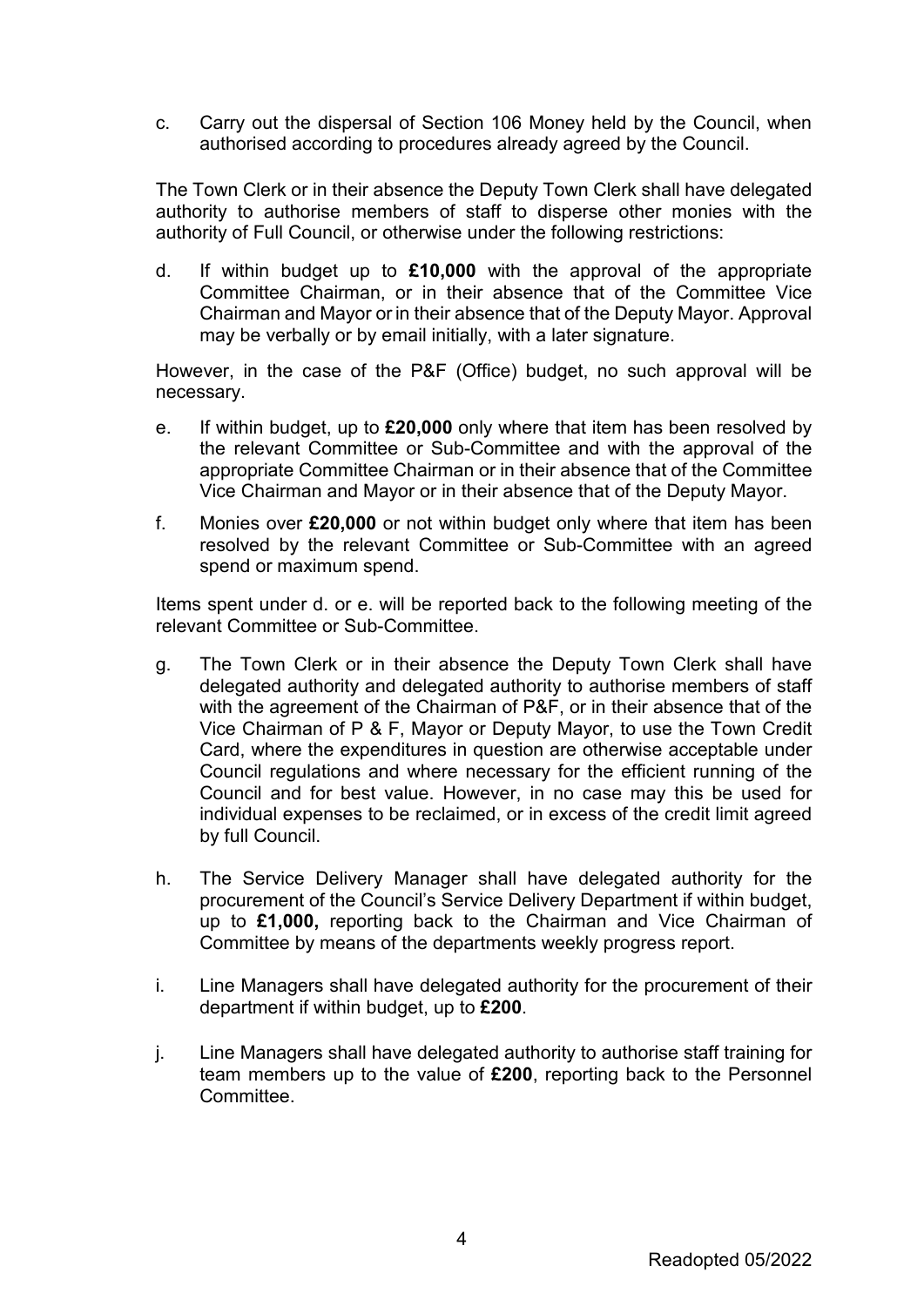c. Carry out the dispersal of Section 106 Money held by the Council, when authorised according to procedures already agreed by the Council.

The Town Clerk or in their absence the Deputy Town Clerk shall have delegated authority to authorise members of staff to disperse other monies with the authority of Full Council, or otherwise under the following restrictions:

d. If within budget up to **£10,000** with the approval of the appropriate Committee Chairman, or in their absence that of the Committee Vice Chairman and Mayor or in their absence that of the Deputy Mayor. Approval may be verbally or by email initially, with a later signature.

However, in the case of the P&F (Office) budget, no such approval will be necessary.

e. If within budget, up to **£20,000** only where that item has been resolved by the relevant Committee or Sub-Committee and with the approval of the appropriate Committee Chairman or in their absence that of the Committee Vice Chairman and Mayor or in their absence that of the Deputy Mayor.

f. Monies over **£20,000** or not within budget only where that item has been resolved by the relevant Committee or Sub-Committee with an agreed spend or maximum spend.

Items spent under d. or e. will be reported back to the following meeting of the relevant Committee or Sub-Committee.

g. The Town Clerk or in their absence the Deputy Town Clerk shall have delegated authority and delegated authority to authorise members of staff with the agreement of the Chairman of P&F, or in their absence that of the Vice Chairman of P & F, Mayor or Deputy Mayor, to use the Town Credit Card, where the expenditures in question are otherwise acceptable under Council regulations and where necessary for the efficient running of the Council and for best value. However, in no case may this be used for individual expenses to be reclaimed, or in excess of the credit limit agreed by full Council.

h. The Service Delivery Manager shall have delegated authority for the procurement of the Council's Service Delivery Department if within budget, up to **£1,000,** reporting back to the Chairman and Vice Chairman of Committee by means of the departments weekly progress report.

i. Line Managers shall have delegated authority for the procurement of their department if within budget, up to **£200**.

j. Line Managers shall have delegated authority to authorise staff training for team members up to the value of **£200**, reporting back to the Personnel Committee.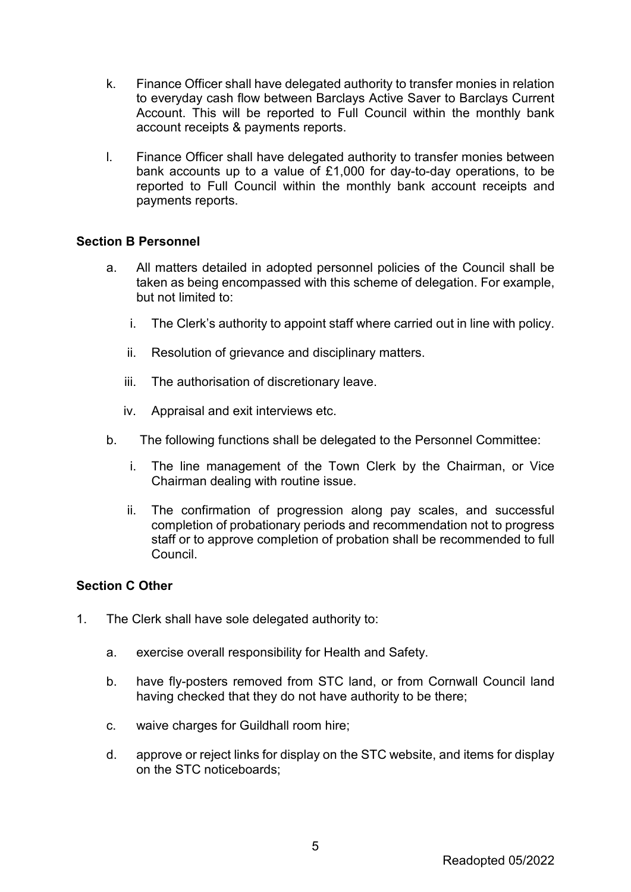k. Finance Officer shall have delegated authority to transfer monies in relation to everyday cash flow between Barclays Active Saver to Barclays Current Account. This will be reported to Full Council within the monthly bank account receipts & payments reports.

l. Finance Officer shall have delegated authority to transfer monies between bank accounts up to a value of £1,000 for day-to-day operations, to be reported to Full Council within the monthly bank account receipts and payments reports.

### Section B Personnel

a. All matters detailed in adopted personnel policies of the Council shall be taken as being encompassed with this scheme of delegation. For example, but not limited to:

   i. The Clerk's authority to appoint staff where carried out in line with policy.

   ii. Resolution of grievance and disciplinary matters.

   iii. The authorisation of discretionary leave.

   iv. Appraisal and exit interviews etc.

b. The following functions shall be delegated to the Personnel Committee:

   i. The line management of the Town Clerk by the Chairman, or Vice Chairman dealing with routine issue.

   ii. The confirmation of progression along pay scales, and successful completion of probationary periods and recommendation not to progress staff or to approve completion of probation shall be recommended to full Council.

### Section C Other

1. The Clerk shall have sole delegated authority to:

   a. exercise overall responsibility for Health and Safety.

   b. have fly-posters removed from STC land, or from Cornwall Council land having checked that they do not have authority to be there;

   c. waive charges for Guildhall room hire;

   d. approve or reject links for display on the STC website, and items for display on the STC noticeboards;

Readopted 05/2022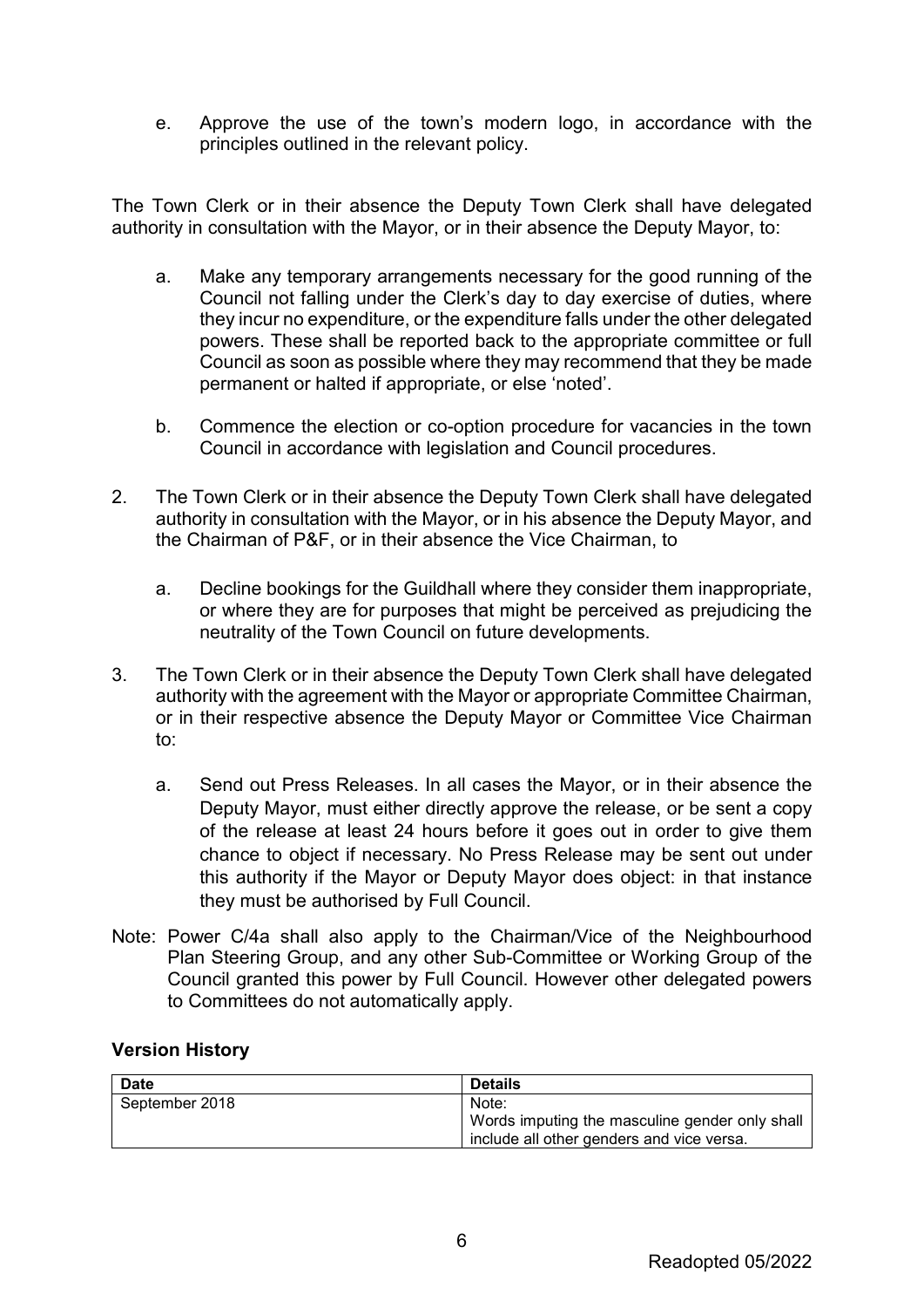e. Approve the use of the town's modern logo, in accordance with the principles outlined in the relevant policy.

The Town Clerk or in their absence the Deputy Town Clerk shall have delegated authority in consultation with the Mayor, or in their absence the Deputy Mayor, to:

a. Make any temporary arrangements necessary for the good running of the Council not falling under the Clerk's day to day exercise of duties, where they incur no expenditure, or the expenditure falls under the other delegated powers. These shall be reported back to the appropriate committee or full Council as soon as possible where they may recommend that they be made permanent or halted if appropriate, or else 'noted'.

b. Commence the election or co-option procedure for vacancies in the town Council in accordance with legislation and Council procedures.

2. The Town Clerk or in their absence the Deputy Town Clerk shall have delegated authority in consultation with the Mayor, or in his absence the Deputy Mayor, and the Chairman of P&F, or in their absence the Vice Chairman, to

   a. Decline bookings for the Guildhall where they consider them inappropriate, or where they are for purposes that might be perceived as prejudicing the neutrality of the Town Council on future developments.

3. The Town Clerk or in their absence the Deputy Town Clerk shall have delegated authority with the agreement with the Mayor or appropriate Committee Chairman, or in their respective absence the Deputy Mayor or Committee Vice Chairman to:

   a. Send out Press Releases. In all cases the Mayor, or in their absence the Deputy Mayor, must either directly approve the release, or be sent a copy of the release at least 24 hours before it goes out in order to give them chance to object if necessary. No Press Release may be sent out under this authority if the Mayor or Deputy Mayor does object: in that instance they must be authorised by Full Council.

Note: Power C/4a shall also apply to the Chairman/Vice of the Neighbourhood Plan Steering Group, and any other Sub-Committee or Working Group of the Council granted this power by Full Council. However other delegated powers to Committees do not automatically apply.

### Version History

| Date | Details |
|---|---|
| September 2018 | Note:<br>Words imputing the masculine gender only shall include all other genders and vice versa. |

Readopted 05/2022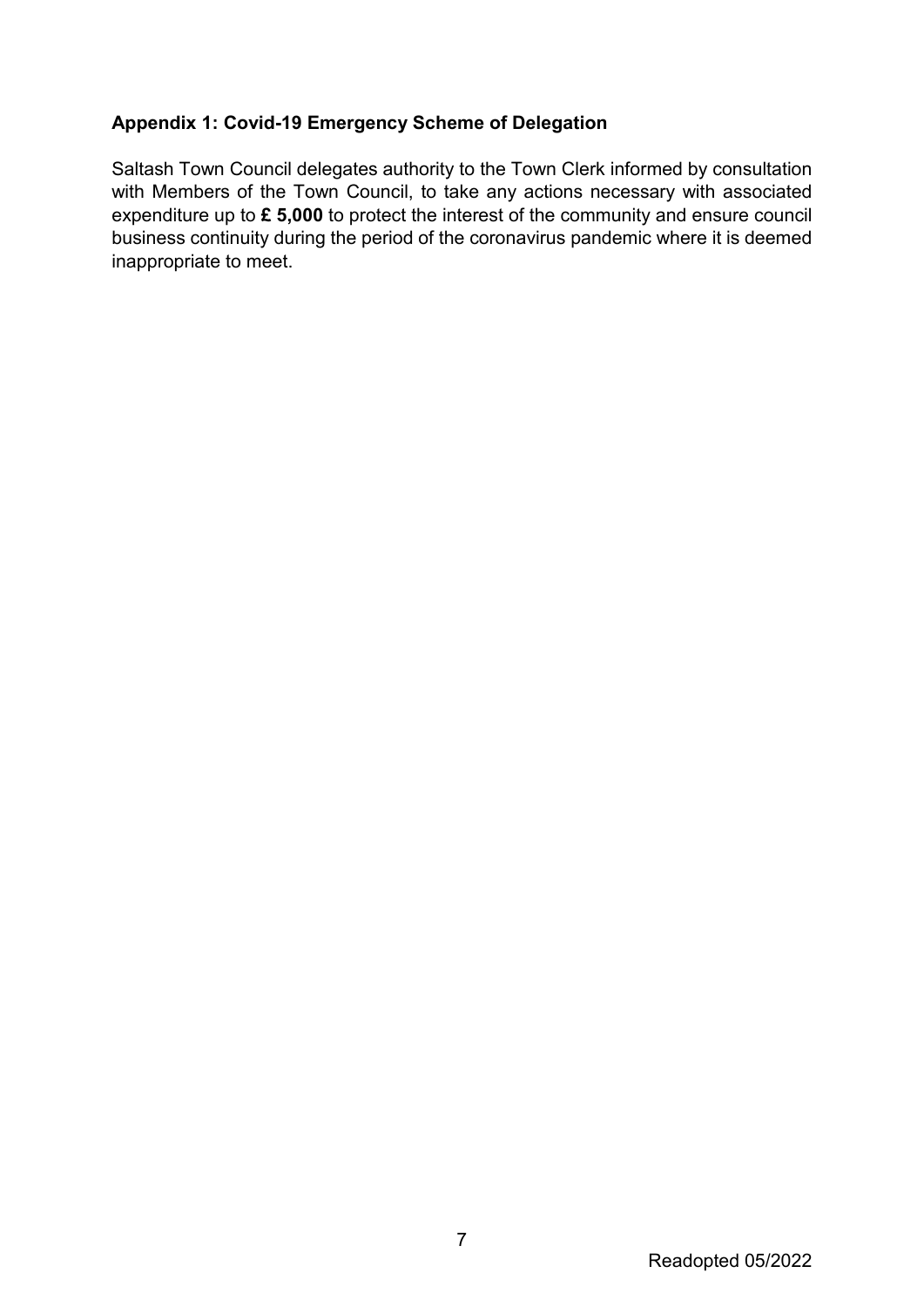## Appendix 1: Covid-19 Emergency Scheme of Delegation

Saltash Town Council delegates authority to the Town Clerk informed by consultation with Members of the Town Council, to take any actions necessary with associated expenditure up to **£ 5,000** to protect the interest of the community and ensure council business continuity during the period of the coronavirus pandemic where it is deemed inappropriate to meet.